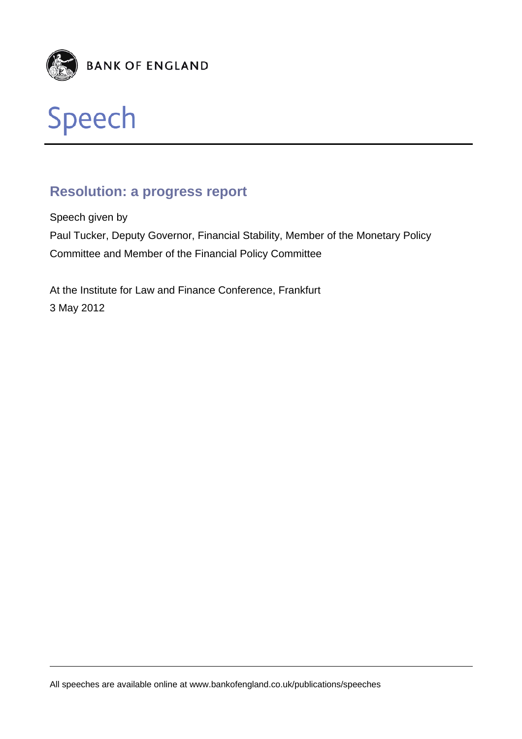BANK OF ENGLAND

# Speech

## Resolution: a progress report

Speech given by

Paul Tucker, Deputy Governor, Financial Stability, Member of the Monetary Policy Committee and Member of the Financial Policy Committee

At the Institute for Law and Finance Conference, Frankfurt

3 May 2012

All speeches are available online at www.bankofengland.co.uk/publications/speeches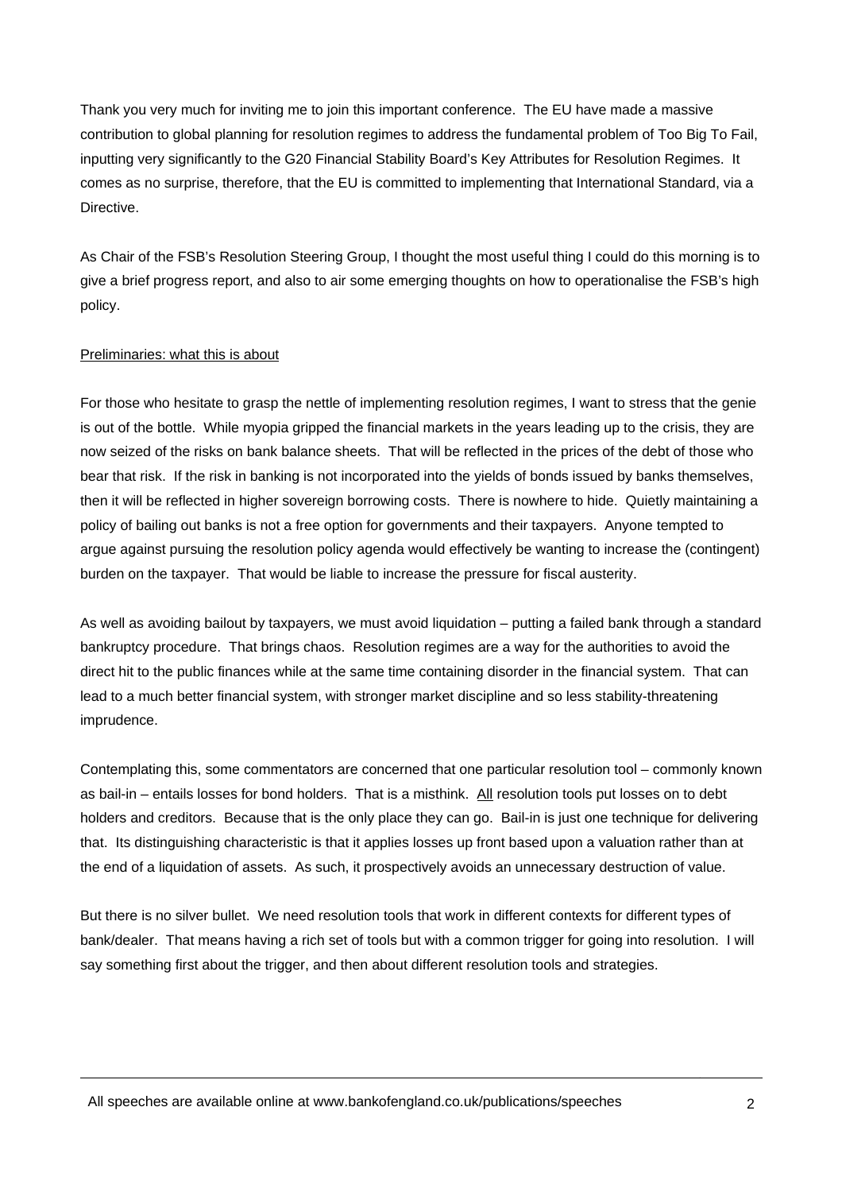Thank you very much for inviting me to join this important conference. The EU have made a massive contribution to global planning for resolution regimes to address the fundamental problem of Too Big To Fail, inputting very significantly to the G20 Financial Stability Board's Key Attributes for Resolution Regimes. It comes as no surprise, therefore, that the EU is committed to implementing that International Standard, via a Directive.

As Chair of the FSB's Resolution Steering Group, I thought the most useful thing I could do this morning is to give a brief progress report, and also to air some emerging thoughts on how to operationalise the FSB's high policy.

## Preliminaries: what this is about

For those who hesitate to grasp the nettle of implementing resolution regimes, I want to stress that the genie is out of the bottle. While myopia gripped the financial markets in the years leading up to the crisis, they are now seized of the risks on bank balance sheets. That will be reflected in the prices of the debt of those who bear that risk. If the risk in banking is not incorporated into the yields of bonds issued by banks themselves, then it will be reflected in higher sovereign borrowing costs. There is nowhere to hide. Quietly maintaining a policy of bailing out banks is not a free option for governments and their taxpayers. Anyone tempted to argue against pursuing the resolution policy agenda would effectively be wanting to increase the (contingent) burden on the taxpayer. That would be liable to increase the pressure for fiscal austerity.

As well as avoiding bailout by taxpayers, we must avoid liquidation – putting a failed bank through a standard bankruptcy procedure. That brings chaos. Resolution regimes are a way for the authorities to avoid the direct hit to the public finances while at the same time containing disorder in the financial system. That can lead to a much better financial system, with stronger market discipline and so less stability-threatening imprudence.

Contemplating this, some commentators are concerned that one particular resolution tool – commonly known as bail-in – entails losses for bond holders. That is a misthink. All resolution tools put losses on to debt holders and creditors. Because that is the only place they can go. Bail-in is just one technique for delivering that. Its distinguishing characteristic is that it applies losses up front based upon a valuation rather than at the end of a liquidation of assets. As such, it prospectively avoids an unnecessary destruction of value.

But there is no silver bullet. We need resolution tools that work in different contexts for different types of bank/dealer. That means having a rich set of tools but with a common trigger for going into resolution. I will say something first about the trigger, and then about different resolution tools and strategies.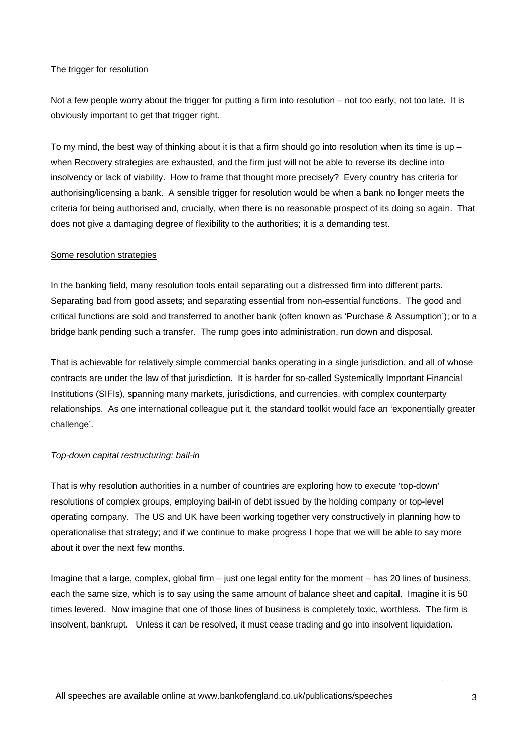## The trigger for resolution

Not a few people worry about the trigger for putting a firm into resolution – not too early, not too late. It is obviously important to get that trigger right.

To my mind, the best way of thinking about it is that a firm should go into resolution when its time is up – when Recovery strategies are exhausted, and the firm just will not be able to reverse its decline into insolvency or lack of viability. How to frame that thought more precisely? Every country has criteria for authorising/licensing a bank. A sensible trigger for resolution would be when a bank no longer meets the criteria for being authorised and, crucially, when there is no reasonable prospect of its doing so again. That does not give a damaging degree of flexibility to the authorities; it is a demanding test.

## Some resolution strategies

In the banking field, many resolution tools entail separating out a distressed firm into different parts. Separating bad from good assets; and separating essential from non-essential functions. The good and critical functions are sold and transferred to another bank (often known as 'Purchase & Assumption'); or to a bridge bank pending such a transfer. The rump goes into administration, run down and disposal.

That is achievable for relatively simple commercial banks operating in a single jurisdiction, and all of whose contracts are under the law of that jurisdiction. It is harder for so-called Systemically Important Financial Institutions (SIFIs), spanning many markets, jurisdictions, and currencies, with complex counterparty relationships. As one international colleague put it, the standard toolkit would face an 'exponentially greater challenge'.

### *Top-down capital restructuring: bail-in*

That is why resolution authorities in a number of countries are exploring how to execute 'top-down' resolutions of complex groups, employing bail-in of debt issued by the holding company or top-level operating company. The US and UK have been working together very constructively in planning how to operationalise that strategy; and if we continue to make progress I hope that we will be able to say more about it over the next few months.

Imagine that a large, complex, global firm – just one legal entity for the moment – has 20 lines of business, each the same size, which is to say using the same amount of balance sheet and capital. Imagine it is 50 times levered. Now imagine that one of those lines of business is completely toxic, worthless. The firm is insolvent, bankrupt. Unless it can be resolved, it must cease trading and go into insolvent liquidation.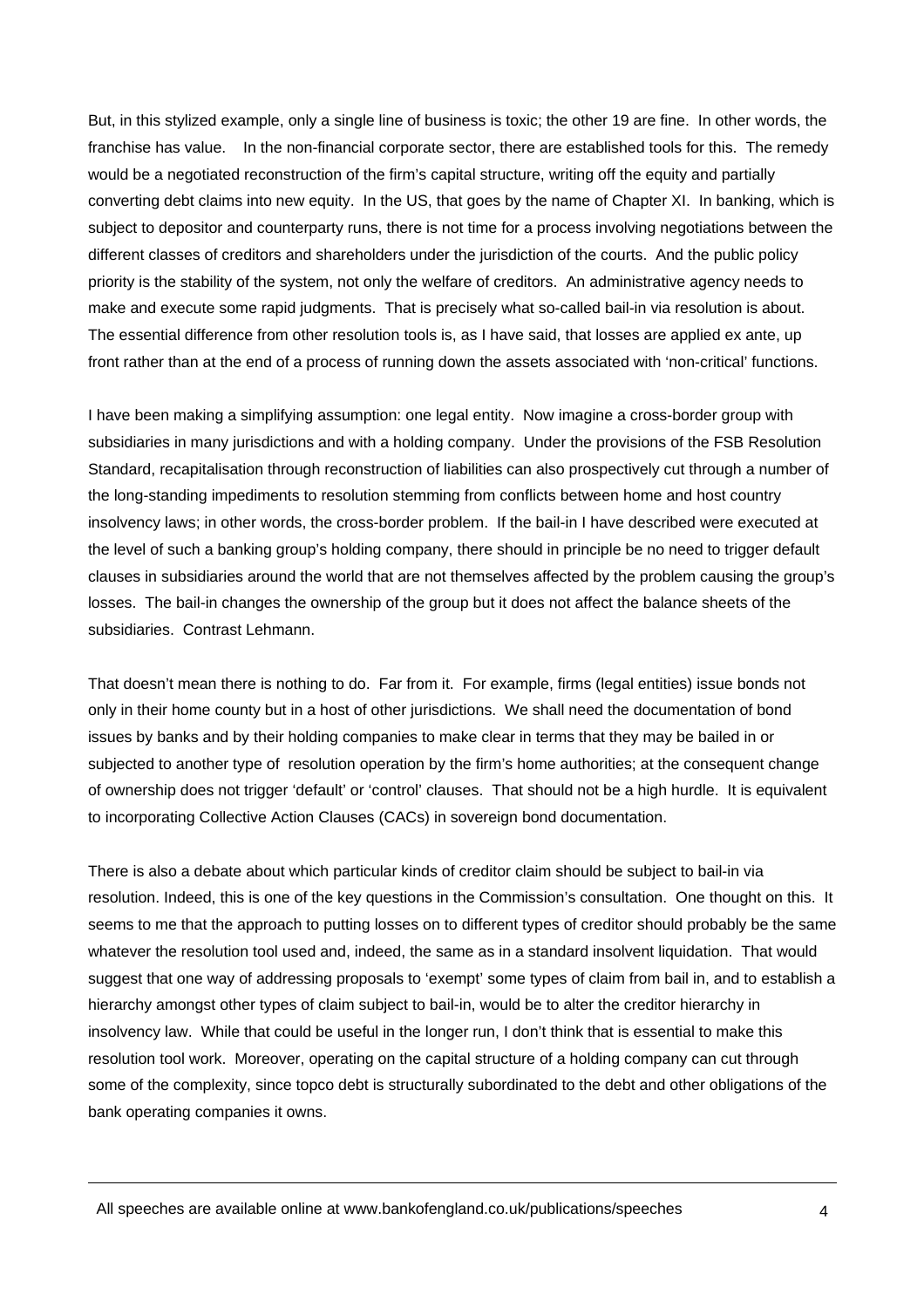But, in this stylized example, only a single line of business is toxic; the other 19 are fine. In other words, the franchise has value. In the non-financial corporate sector, there are established tools for this. The remedy would be a negotiated reconstruction of the firm's capital structure, writing off the equity and partially converting debt claims into new equity. In the US, that goes by the name of Chapter XI. In banking, which is subject to depositor and counterparty runs, there is not time for a process involving negotiations between the different classes of creditors and shareholders under the jurisdiction of the courts. And the public policy priority is the stability of the system, not only the welfare of creditors. An administrative agency needs to make and execute some rapid judgments. That is precisely what so-called bail-in via resolution is about. The essential difference from other resolution tools is, as I have said, that losses are applied ex ante, up front rather than at the end of a process of running down the assets associated with 'non-critical' functions.

I have been making a simplifying assumption: one legal entity. Now imagine a cross-border group with subsidiaries in many jurisdictions and with a holding company. Under the provisions of the FSB Resolution Standard, recapitalisation through reconstruction of liabilities can also prospectively cut through a number of the long-standing impediments to resolution stemming from conflicts between home and host country insolvency laws; in other words, the cross-border problem. If the bail-in I have described were executed at the level of such a banking group's holding company, there should in principle be no need to trigger default clauses in subsidiaries around the world that are not themselves affected by the problem causing the group's losses. The bail-in changes the ownership of the group but it does not affect the balance sheets of the subsidiaries. Contrast Lehmann.

That doesn't mean there is nothing to do. Far from it. For example, firms (legal entities) issue bonds not only in their home county but in a host of other jurisdictions. We shall need the documentation of bond issues by banks and by their holding companies to make clear in terms that they may be bailed in or subjected to another type of resolution operation by the firm's home authorities; at the consequent change of ownership does not trigger 'default' or 'control' clauses. That should not be a high hurdle. It is equivalent to incorporating Collective Action Clauses (CACs) in sovereign bond documentation.

There is also a debate about which particular kinds of creditor claim should be subject to bail-in via resolution. Indeed, this is one of the key questions in the Commission's consultation. One thought on this. It seems to me that the approach to putting losses on to different types of creditor should probably be the same whatever the resolution tool used and, indeed, the same as in a standard insolvent liquidation. That would suggest that one way of addressing proposals to 'exempt' some types of claim from bail in, and to establish a hierarchy amongst other types of claim subject to bail-in, would be to alter the creditor hierarchy in insolvency law. While that could be useful in the longer run, I don't think that is essential to make this resolution tool work. Moreover, operating on the capital structure of a holding company can cut through some of the complexity, since topco debt is structurally subordinated to the debt and other obligations of the bank operating companies it owns.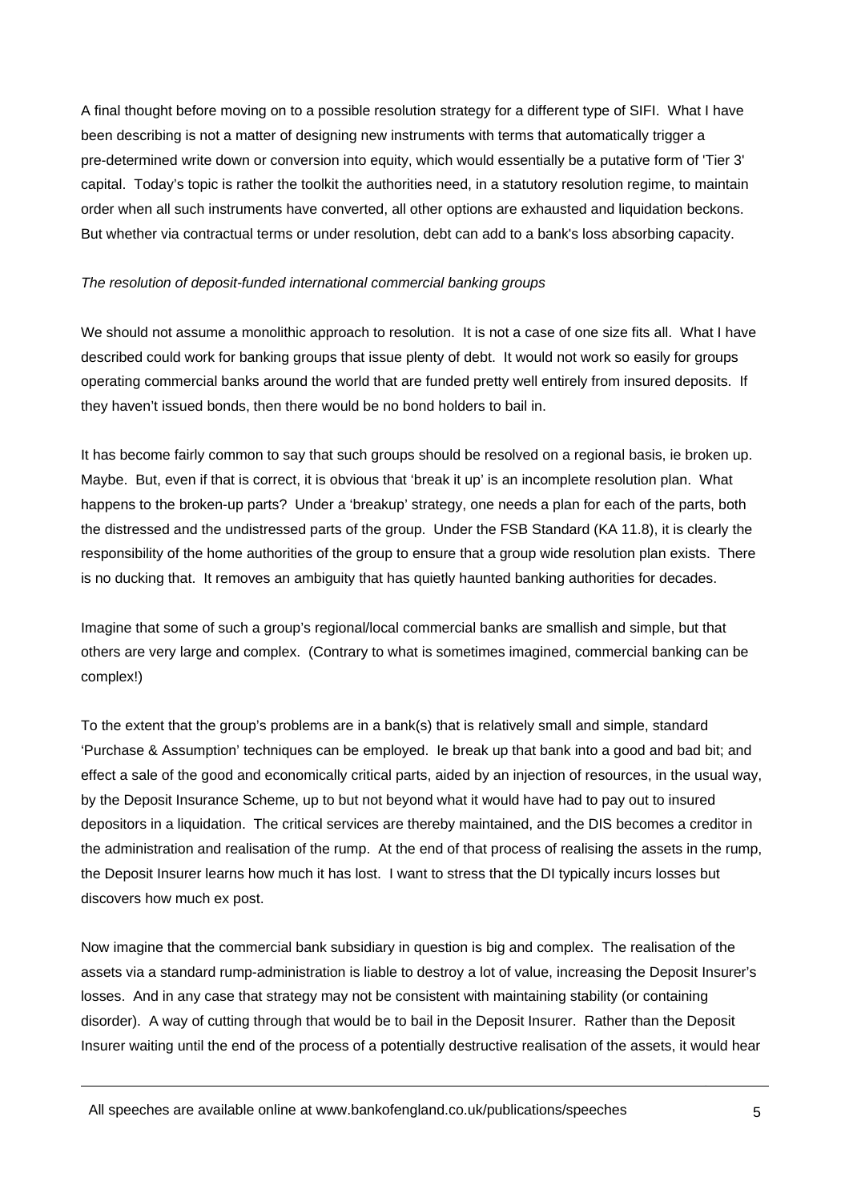A final thought before moving on to a possible resolution strategy for a different type of SIFI. What I have been describing is not a matter of designing new instruments with terms that automatically trigger a pre-determined write down or conversion into equity, which would essentially be a putative form of 'Tier 3' capital. Today's topic is rather the toolkit the authorities need, in a statutory resolution regime, to maintain order when all such instruments have converted, all other options are exhausted and liquidation beckons. But whether via contractual terms or under resolution, debt can add to a bank's loss absorbing capacity.

*The resolution of deposit-funded international commercial banking groups*

We should not assume a monolithic approach to resolution. It is not a case of one size fits all. What I have described could work for banking groups that issue plenty of debt. It would not work so easily for groups operating commercial banks around the world that are funded pretty well entirely from insured deposits. If they haven't issued bonds, then there would be no bond holders to bail in.

It has become fairly common to say that such groups should be resolved on a regional basis, ie broken up. Maybe. But, even if that is correct, it is obvious that 'break it up' is an incomplete resolution plan. What happens to the broken-up parts? Under a 'breakup' strategy, one needs a plan for each of the parts, both the distressed and the undistressed parts of the group. Under the FSB Standard (KA 11.8), it is clearly the responsibility of the home authorities of the group to ensure that a group wide resolution plan exists. There is no ducking that. It removes an ambiguity that has quietly haunted banking authorities for decades.

Imagine that some of such a group's regional/local commercial banks are smallish and simple, but that others are very large and complex. (Contrary to what is sometimes imagined, commercial banking can be complex!)

To the extent that the group's problems are in a bank(s) that is relatively small and simple, standard 'Purchase & Assumption' techniques can be employed. Ie break up that bank into a good and bad bit; and effect a sale of the good and economically critical parts, aided by an injection of resources, in the usual way, by the Deposit Insurance Scheme, up to but not beyond what it would have had to pay out to insured depositors in a liquidation. The critical services are thereby maintained, and the DIS becomes a creditor in the administration and realisation of the rump. At the end of that process of realising the assets in the rump, the Deposit Insurer learns how much it has lost. I want to stress that the DI typically incurs losses but discovers how much ex post.

Now imagine that the commercial bank subsidiary in question is big and complex. The realisation of the assets via a standard rump-administration is liable to destroy a lot of value, increasing the Deposit Insurer's losses. And in any case that strategy may not be consistent with maintaining stability (or containing disorder). A way of cutting through that would be to bail in the Deposit Insurer. Rather than the Deposit Insurer waiting until the end of the process of a potentially destructive realisation of the assets, it would hear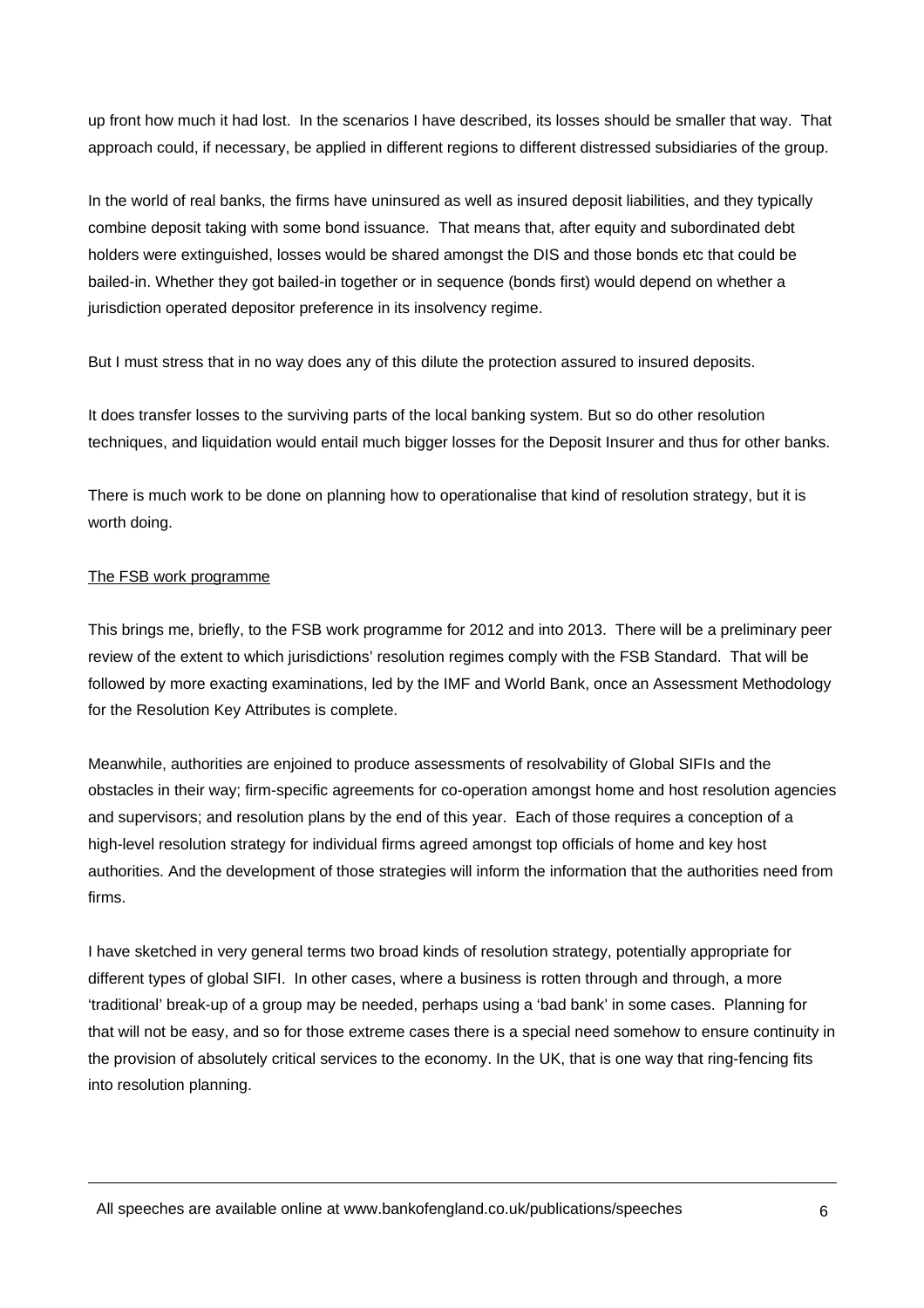up front how much it had lost. In the scenarios I have described, its losses should be smaller that way. That approach could, if necessary, be applied in different regions to different distressed subsidiaries of the group.

In the world of real banks, the firms have uninsured as well as insured deposit liabilities, and they typically combine deposit taking with some bond issuance. That means that, after equity and subordinated debt holders were extinguished, losses would be shared amongst the DIS and those bonds etc that could be bailed-in. Whether they got bailed-in together or in sequence (bonds first) would depend on whether a jurisdiction operated depositor preference in its insolvency regime.

But I must stress that in no way does any of this dilute the protection assured to insured deposits.

It does transfer losses to the surviving parts of the local banking system. But so do other resolution techniques, and liquidation would entail much bigger losses for the Deposit Insurer and thus for other banks.

There is much work to be done on planning how to operationalise that kind of resolution strategy, but it is worth doing.

## The FSB work programme

This brings me, briefly, to the FSB work programme for 2012 and into 2013. There will be a preliminary peer review of the extent to which jurisdictions' resolution regimes comply with the FSB Standard. That will be followed by more exacting examinations, led by the IMF and World Bank, once an Assessment Methodology for the Resolution Key Attributes is complete.

Meanwhile, authorities are enjoined to produce assessments of resolvability of Global SIFIs and the obstacles in their way; firm-specific agreements for co-operation amongst home and host resolution agencies and supervisors; and resolution plans by the end of this year. Each of those requires a conception of a high-level resolution strategy for individual firms agreed amongst top officials of home and key host authorities. And the development of those strategies will inform the information that the authorities need from firms.

I have sketched in very general terms two broad kinds of resolution strategy, potentially appropriate for different types of global SIFI. In other cases, where a business is rotten through and through, a more 'traditional' break-up of a group may be needed, perhaps using a 'bad bank' in some cases. Planning for that will not be easy, and so for those extreme cases there is a special need somehow to ensure continuity in the provision of absolutely critical services to the economy. In the UK, that is one way that ring-fencing fits into resolution planning.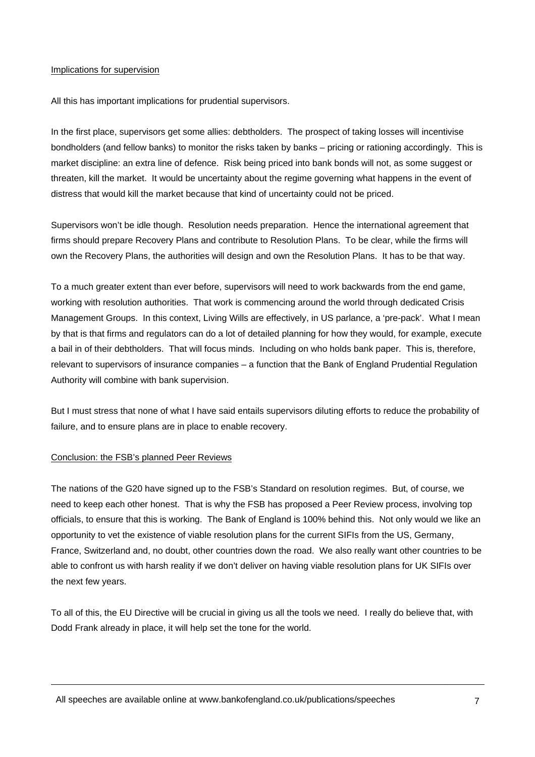## Implications for supervision

All this has important implications for prudential supervisors.

In the first place, supervisors get some allies: debtholders. The prospect of taking losses will incentivise bondholders (and fellow banks) to monitor the risks taken by banks – pricing or rationing accordingly. This is market discipline: an extra line of defence. Risk being priced into bank bonds will not, as some suggest or threaten, kill the market. It would be uncertainty about the regime governing what happens in the event of distress that would kill the market because that kind of uncertainty could not be priced.

Supervisors won't be idle though. Resolution needs preparation. Hence the international agreement that firms should prepare Recovery Plans and contribute to Resolution Plans. To be clear, while the firms will own the Recovery Plans, the authorities will design and own the Resolution Plans. It has to be that way.

To a much greater extent than ever before, supervisors will need to work backwards from the end game, working with resolution authorities. That work is commencing around the world through dedicated Crisis Management Groups. In this context, Living Wills are effectively, in US parlance, a 'pre-pack'. What I mean by that is that firms and regulators can do a lot of detailed planning for how they would, for example, execute a bail in of their debtholders. That will focus minds. Including on who holds bank paper. This is, therefore, relevant to supervisors of insurance companies – a function that the Bank of England Prudential Regulation Authority will combine with bank supervision.

But I must stress that none of what I have said entails supervisors diluting efforts to reduce the probability of failure, and to ensure plans are in place to enable recovery.

## Conclusion: the FSB's planned Peer Reviews

The nations of the G20 have signed up to the FSB's Standard on resolution regimes. But, of course, we need to keep each other honest. That is why the FSB has proposed a Peer Review process, involving top officials, to ensure that this is working. The Bank of England is 100% behind this. Not only would we like an opportunity to vet the existence of viable resolution plans for the current SIFIs from the US, Germany, France, Switzerland and, no doubt, other countries down the road. We also really want other countries to be able to confront us with harsh reality if we don't deliver on having viable resolution plans for UK SIFIs over the next few years.

To all of this, the EU Directive will be crucial in giving us all the tools we need. I really do believe that, with Dodd Frank already in place, it will help set the tone for the world.